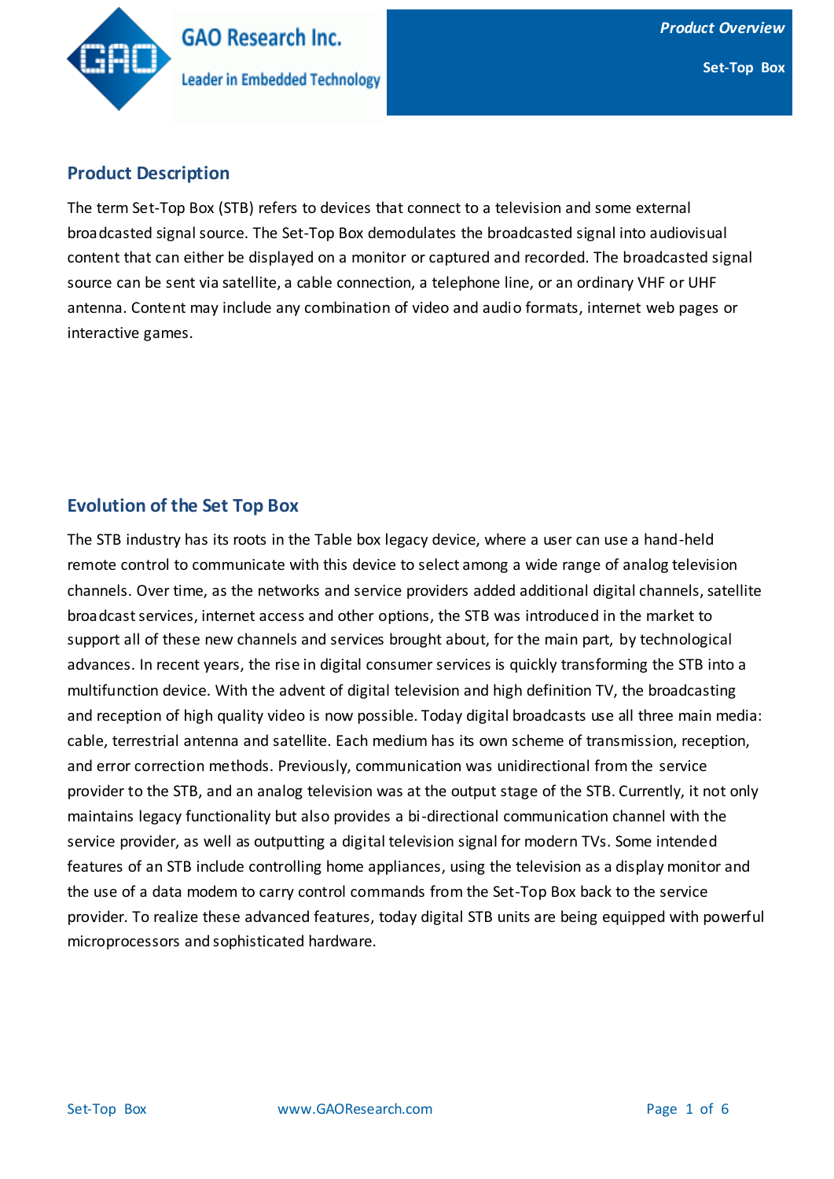## Product Description

The term Set-Top Box (STB) refers to devices that connect to a television and some external broadcasted signal source. The Set-Top Box demodulates the broadcasted signal into audiovisual content that can either be displayed on a monitor or captured and recorded. The broadcasted signal source can be sent via satellite, a cable connection, a telephone line, or an ordinary VHF or UHF antenna. Content may include any combination of video and audio formats, internet web pages or interactive games.

## Evolution of the Set Top Box

The STB industry has its roots in the Table box legacy device, where a user can use a hand-held remote control to communicate with this device to select among a wide range of analog television channels. Over time, as the networks and service providers added additional digital channels, satellite broadcast services, internet access and other options, the STB was introduced in the market to support all of these new channels and services brought about, for the main part, by technological advances. In recent years, the rise in digital consumer services is quickly transforming the STB into a multifunction device. With the advent of digital television and high definition TV, the broadcasting and reception of high quality video is now possible. Today digital broadcasts use all three main media: cable, terrestrial antenna and satellite. Each medium has its own scheme of transmission, reception, and error correction methods. Previously, communication was unidirectional from the service provider to the STB, and an analog television was at the output stage of the STB. Currently, it not only maintains legacy functionality but also provides a bi-directional communication channel with the service provider, as well as outputting a digital television signal for modern TVs. Some intended features of an STB include controlling home appliances, using the television as a display monitor and the use of a data modem to carry control commands from the Set-Top Box back to the service provider. To realize these advanced features, today digital STB units are being equipped with powerful microprocessors and sophisticated hardware.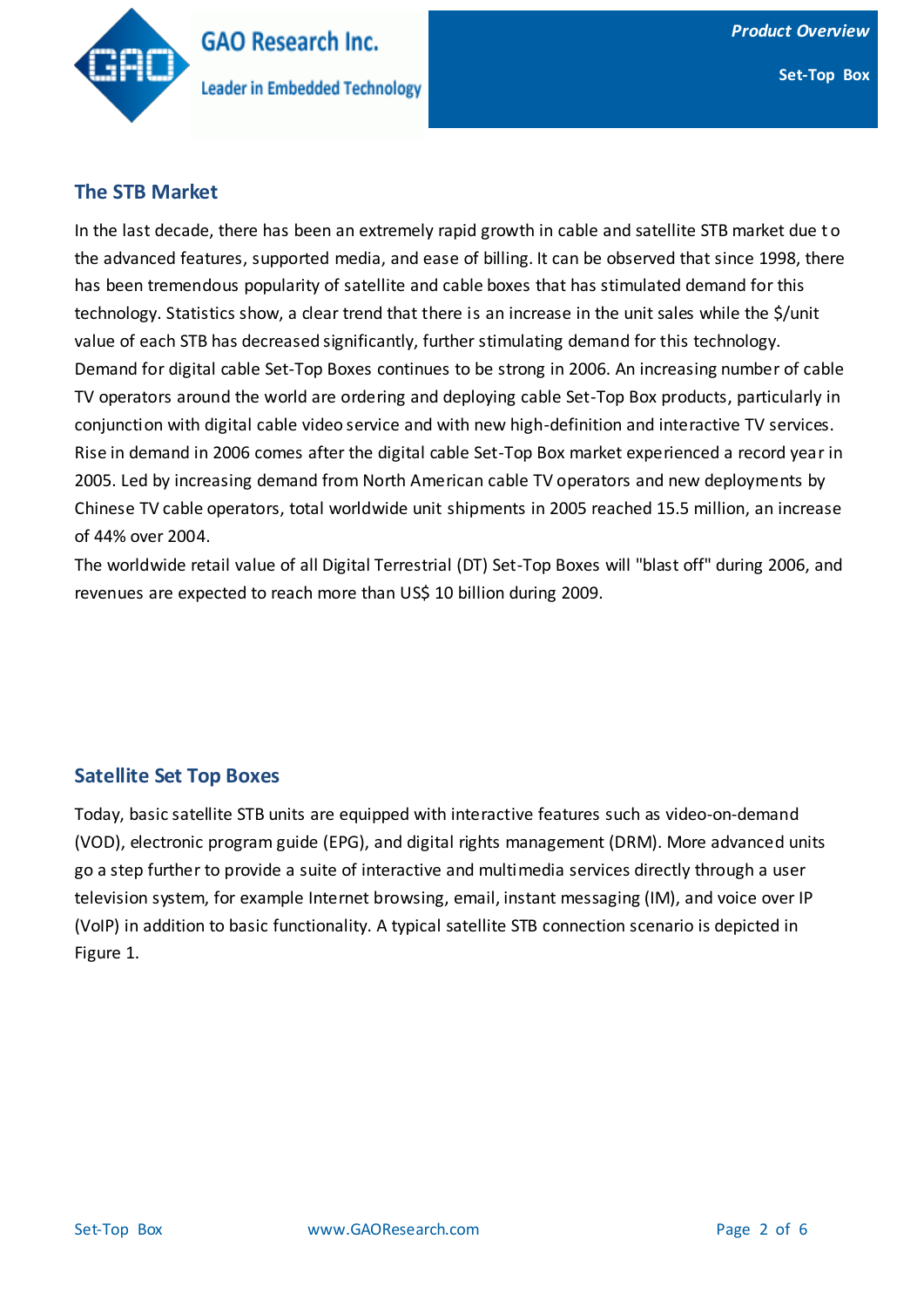## The STB Market

In the last decade, there has been an extremely rapid growth in cable and satellite STB market due to the advanced features, supported media, and ease of billing. It can be observed that since 1998, there has been tremendous popularity of satellite and cable boxes that has stimulated demand for this technology. Statistics show, a clear trend that there is an increase in the unit sales while the $/unit value of each STB has decreased significantly, further stimulating demand for this technology. Demand for digital cable Set-Top Boxes continues to be strong in 2006. An increasing number of cable TV operators around the world are ordering and deploying cable Set-Top Box products, particularly in conjunction with digital cable video service and with new high-definition and interactive TV services. Rise in demand in 2006 comes after the digital cable Set-Top Box market experienced a record year in 2005. Led by increasing demand from North American cable TV operators and new deployments by Chinese TV cable operators, total worldwide unit shipments in 2005 reached 15.5 million, an increase of 44% over 2004.

The worldwide retail value of all Digital Terrestrial (DT) Set-Top Boxes will "blast off" during 2006, and revenues are expected to reach more than US$ 10 billion during 2009.

## Satellite Set Top Boxes

Today, basic satellite STB units are equipped with interactive features such as video-on-demand (VOD), electronic program guide (EPG), and digital rights management (DRM). More advanced units go a step further to provide a suite of interactive and multimedia services directly through a user television system, for example Internet browsing, email, instant messaging (IM), and voice over IP (VoIP) in addition to basic functionality. A typical satellite STB connection scenario is depicted in Figure 1.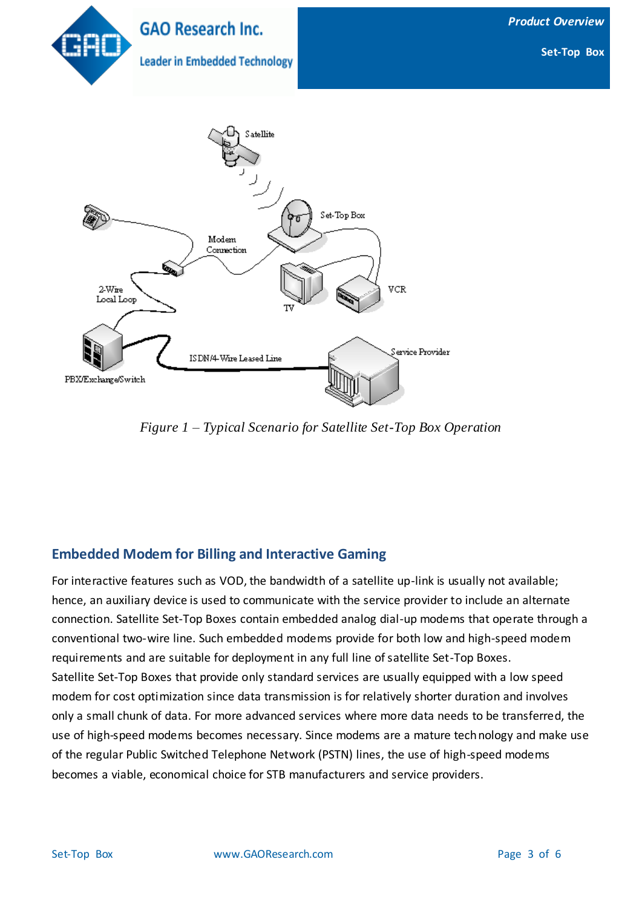*Figure 1 – Typical Scenario for Satellite Set-Top Box Operation*

## Embedded Modem for Billing and Interactive Gaming

For interactive features such as VOD, the bandwidth of a satellite up-link is usually not available; hence, an auxiliary device is used to communicate with the service provider to include an alternate connection. Satellite Set-Top Boxes contain embedded analog dial-up modems that operate through a conventional two-wire line. Such embedded modems provide for both low and high-speed modem requirements and are suitable for deployment in any full line of satellite Set-Top Boxes.
Satellite Set-Top Boxes that provide only standard services are usually equipped with a low speed modem for cost optimization since data transmission is for relatively shorter duration and involves only a small chunk of data. For more advanced services where more data needs to be transferred, the use of high-speed modems becomes necessary. Since modems are a mature technology and make use of the regular Public Switched Telephone Network (PSTN) lines, the use of high-speed modems becomes a viable, economical choice for STB manufacturers and service providers.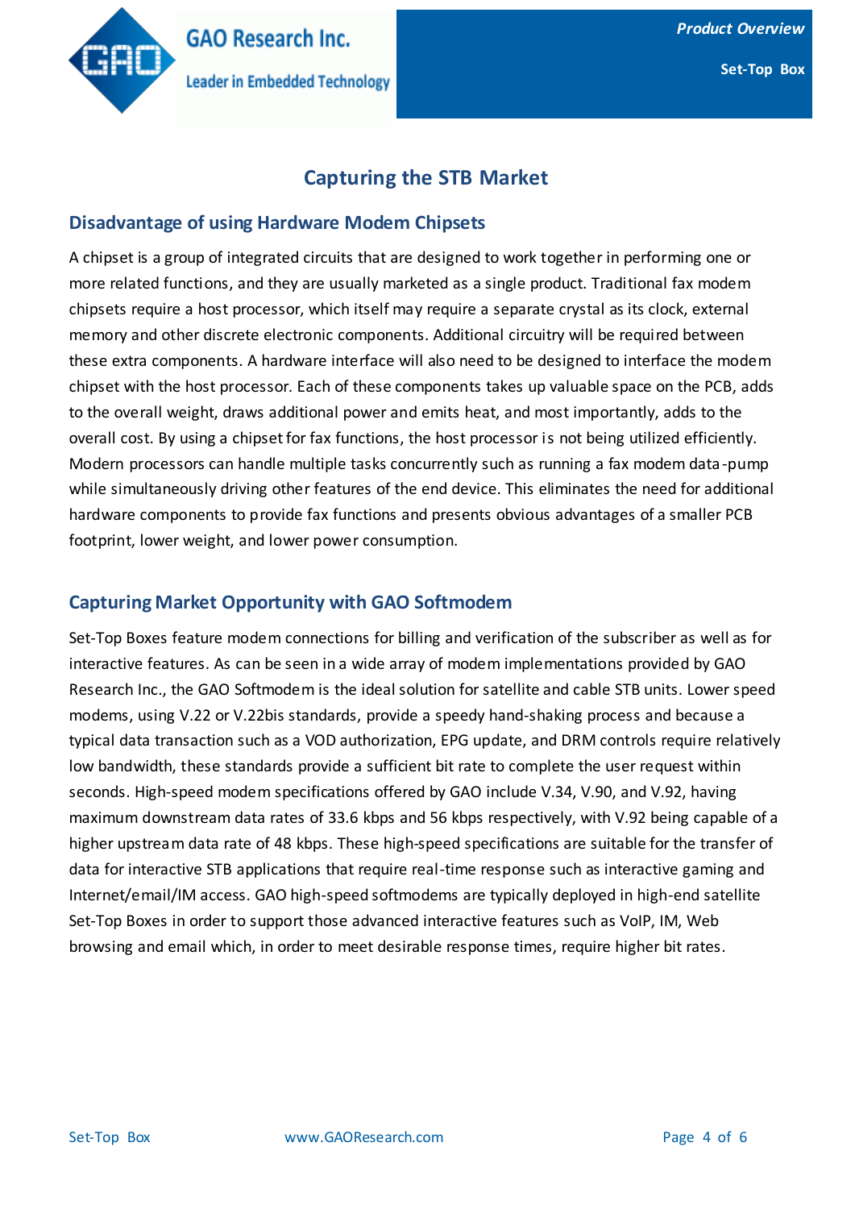# Capturing the STB Market

## Disadvantage of using Hardware Modem Chipsets

A chipset is a group of integrated circuits that are designed to work together in performing one or more related functions, and they are usually marketed as a single product. Traditional fax modem chipsets require a host processor, which itself may require a separate crystal as its clock, external memory and other discrete electronic components. Additional circuitry will be required between these extra components. A hardware interface will also need to be designed to interface the modem chipset with the host processor. Each of these components takes up valuable space on the PCB, adds to the overall weight, draws additional power and emits heat, and most importantly, adds to the overall cost. By using a chipset for fax functions, the host processor is not being utilized efficiently. Modern processors can handle multiple tasks concurrently such as running a fax modem data-pump while simultaneously driving other features of the end device. This eliminates the need for additional hardware components to provide fax functions and presents obvious advantages of a smaller PCB footprint, lower weight, and lower power consumption.

## Capturing Market Opportunity with GAO Softmodem

Set-Top Boxes feature modem connections for billing and verification of the subscriber as well as for interactive features. As can be seen in a wide array of modem implementations provided by GAO Research Inc., the GAO Softmodem is the ideal solution for satellite and cable STB units. Lower speed modems, using V.22 or V.22bis standards, provide a speedy hand-shaking process and because a typical data transaction such as a VOD authorization, EPG update, and DRM controls require relatively low bandwidth, these standards provide a sufficient bit rate to complete the user request within seconds. High-speed modem specifications offered by GAO include V.34, V.90, and V.92, having maximum downstream data rates of 33.6 kbps and 56 kbps respectively, with V.92 being capable of a higher upstream data rate of 48 kbps. These high-speed specifications are suitable for the transfer of data for interactive STB applications that require real-time response such as interactive gaming and Internet/email/IM access. GAO high-speed softmodems are typically deployed in high-end satellite Set-Top Boxes in order to support those advanced interactive features such as VoIP, IM, Web browsing and email which, in order to meet desirable response times, require higher bit rates.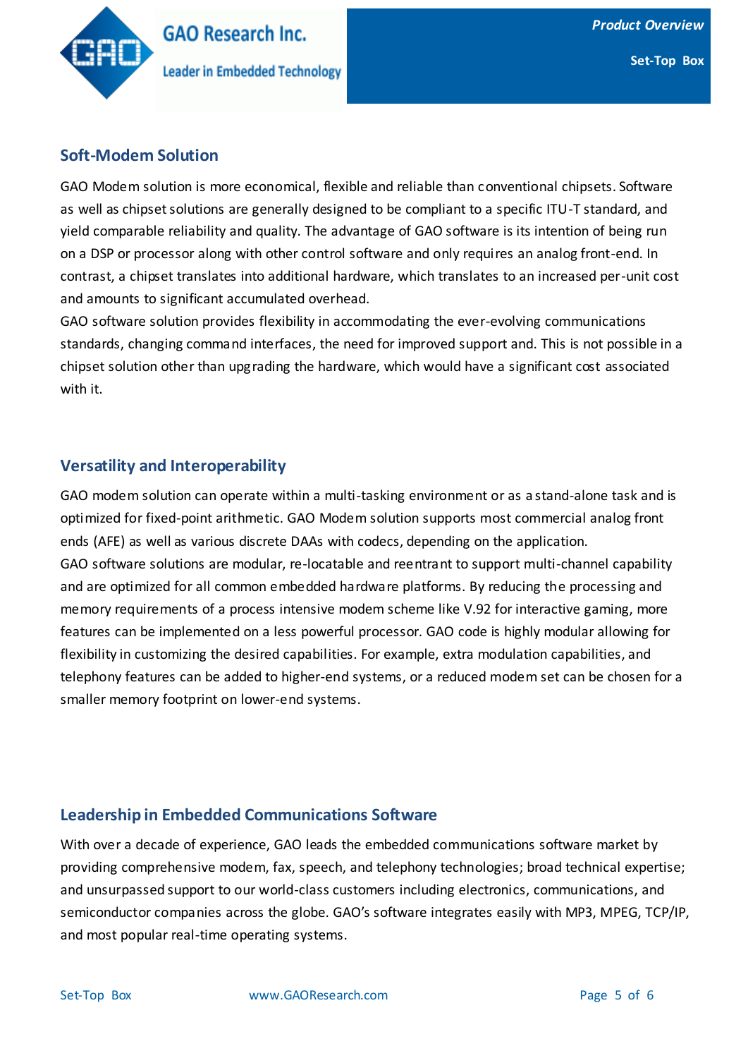## Soft-Modem Solution

GAO Modem solution is more economical, flexible and reliable than conventional chipsets. Software as well as chipset solutions are generally designed to be compliant to a specific ITU-T standard, and yield comparable reliability and quality. The advantage of GAO software is its intention of being run on a DSP or processor along with other control software and only requires an analog front-end. In contrast, a chipset translates into additional hardware, which translates to an increased per-unit cost and amounts to significant accumulated overhead.

GAO software solution provides flexibility in accommodating the ever-evolving communications standards, changing command interfaces, the need for improved support and. This is not possible in a chipset solution other than upgrading the hardware, which would have a significant cost associated with it.

## Versatility and Interoperability

GAO modem solution can operate within a multi-tasking environment or as a stand-alone task and is optimized for fixed-point arithmetic. GAO Modem solution supports most commercial analog front ends (AFE) as well as various discrete DAAs with codecs, depending on the application.

GAO software solutions are modular, re-locatable and reentrant to support multi-channel capability and are optimized for all common embedded hardware platforms. By reducing the processing and memory requirements of a process intensive modem scheme like V.92 for interactive gaming, more features can be implemented on a less powerful processor. GAO code is highly modular allowing for flexibility in customizing the desired capabilities. For example, extra modulation capabilities, and telephony features can be added to higher-end systems, or a reduced modem set can be chosen for a smaller memory footprint on lower-end systems.

## Leadership in Embedded Communications Software

With over a decade of experience, GAO leads the embedded communications software market by providing comprehensive modem, fax, speech, and telephony technologies; broad technical expertise; and unsurpassed support to our world-class customers including electronics, communications, and semiconductor companies across the globe. GAO's software integrates easily with MP3, MPEG, TCP/IP, and most popular real-time operating systems.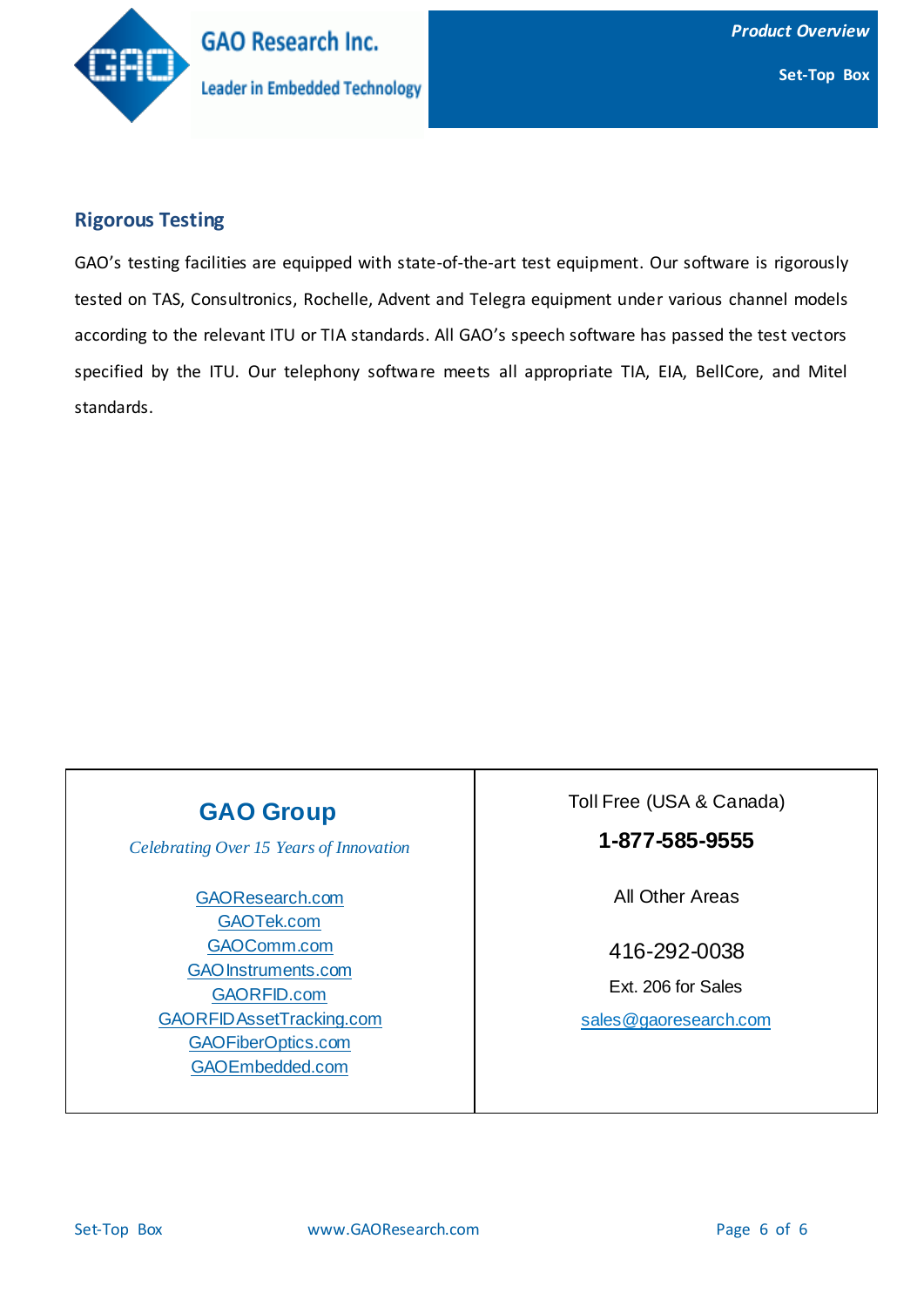## Rigorous Testing

GAO's testing facilities are equipped with state-of-the-art test equipment. Our software is rigorously tested on TAS, Consultronics, Rochelle, Advent and Telegra equipment under various channel models according to the relevant ITU or TIA standards. All GAO's speech software has passed the test vectors specified by the ITU. Our telephony software meets all appropriate TIA, EIA, BellCore, and Mitel standards.

| | |
|---|---|
| **GAO Group**<br>*Celebrating Over 15 Years of Innovation*<br><br>GAOResearch.com<br>GAOTek.com<br>GAOComm.com<br>GAOInstruments.com<br>GAORFID.com<br>GAORFIDAssetTracking.com<br>GAOFiberOptics.com<br>GAOEmbedded.com | Toll Free (USA & Canada)<br>**1-877-585-9555**<br><br>All Other Areas<br><br>416-292-0038<br>Ext. 206 for Sales<br>sales@gaoresearch.com |